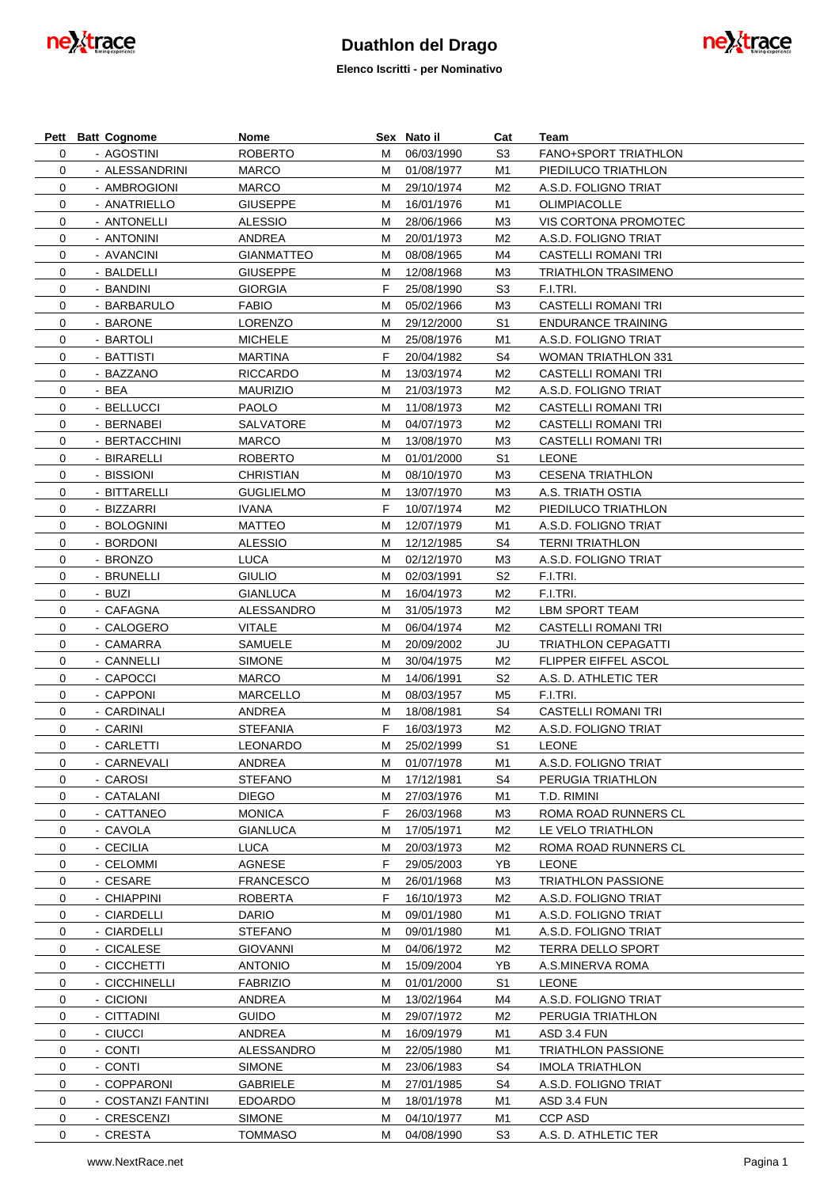# Duathlon del Drago

**Elenco Iscritti - per Nominativo**

| Pett | Batt | Cognome | Nome | Sex | Nato il | Cat | Team |
|---|---|---|---|---|---|---|---|
| 0 | - | AGOSTINI | ROBERTO | M | 06/03/1990 | S3 | FANO+SPORT TRIATHLON |
| 0 | - | ALESSANDRINI | MARCO | M | 01/08/1977 | M1 | PIEDILUCO TRIATHLON |
| 0 | - | AMBROGIONI | MARCO | M | 29/10/1974 | M2 | A.S.D. FOLIGNO TRIAT |
| 0 | - | ANATRIELLO | GIUSEPPE | M | 16/01/1976 | M1 | OLIMPIACOLLE |
| 0 | - | ANTONELLI | ALESSIO | M | 28/06/1966 | M3 | VIS CORTONA PROMOTEC |
| 0 | - | ANTONINI | ANDREA | M | 20/01/1973 | M2 | A.S.D. FOLIGNO TRIAT |
| 0 | - | AVANCINI | GIANMATTEO | M | 08/08/1965 | M4 | CASTELLI ROMANI TRI |
| 0 | - | BALDELLI | GIUSEPPE | M | 12/08/1968 | M3 | TRIATHLON TRASIMENO |
| 0 | - | BANDINI | GIORGIA | F | 25/08/1990 | S3 | F.I.TRI. |
| 0 | - | BARBARULO | FABIO | M | 05/02/1966 | M3 | CASTELLI ROMANI TRI |
| 0 | - | BARONE | LORENZO | M | 29/12/2000 | S1 | ENDURANCE TRAINING |
| 0 | - | BARTOLI | MICHELE | M | 25/08/1976 | M1 | A.S.D. FOLIGNO TRIAT |
| 0 | - | BATTISTI | MARTINA | F | 20/04/1982 | S4 | WOMAN TRIATHLON 331 |
| 0 | - | BAZZANO | RICCARDO | M | 13/03/1974 | M2 | CASTELLI ROMANI TRI |
| 0 | - | BEA | MAURIZIO | M | 21/03/1973 | M2 | A.S.D. FOLIGNO TRIAT |
| 0 | - | BELLUCCI | PAOLO | M | 11/08/1973 | M2 | CASTELLI ROMANI TRI |
| 0 | - | BERNABEI | SALVATORE | M | 04/07/1973 | M2 | CASTELLI ROMANI TRI |
| 0 | - | BERTACCHINI | MARCO | M | 13/08/1970 | M3 | CASTELLI ROMANI TRI |
| 0 | - | BIRARELLI | ROBERTO | M | 01/01/2000 | S1 | LEONE |
| 0 | - | BISSIONI | CHRISTIAN | M | 08/10/1970 | M3 | CESENA TRIATHLON |
| 0 | - | BITTARELLI | GUGLIELMO | M | 13/07/1970 | M3 | A.S. TRIATH OSTIA |
| 0 | - | BIZZARRI | IVANA | F | 10/07/1974 | M2 | PIEDILUCO TRIATHLON |
| 0 | - | BOLOGNINI | MATTEO | M | 12/07/1979 | M1 | A.S.D. FOLIGNO TRIAT |
| 0 | - | BORDONI | ALESSIO | M | 12/12/1985 | S4 | TERNI TRIATHLON |
| 0 | - | BRONZO | LUCA | M | 02/12/1970 | M3 | A.S.D. FOLIGNO TRIAT |
| 0 | - | BRUNELLI | GIULIO | M | 02/03/1991 | S2 | F.I.TRI. |
| 0 | - | BUZI | GIANLUCA | M | 16/04/1973 | M2 | F.I.TRI. |
| 0 | - | CAFAGNA | ALESSANDRO | M | 31/05/1973 | M2 | LBM SPORT TEAM |
| 0 | - | CALOGERO | VITALE | M | 06/04/1974 | M2 | CASTELLI ROMANI TRI |
| 0 | - | CAMARRA | SAMUELE | M | 20/09/2002 | JU | TRIATHLON CEPAGATTI |
| 0 | - | CANNELLI | SIMONE | M | 30/04/1975 | M2 | FLIPPER EIFFEL ASCOL |
| 0 | - | CAPOCCI | MARCO | M | 14/06/1991 | S2 | A.S. D. ATHLETIC TER |
| 0 | - | CAPPONI | MARCELLO | M | 08/03/1957 | M5 | F.I.TRI. |
| 0 | - | CARDINALI | ANDREA | M | 18/08/1981 | S4 | CASTELLI ROMANI TRI |
| 0 | - | CARINI | STEFANIA | F | 16/03/1973 | M2 | A.S.D. FOLIGNO TRIAT |
| 0 | - | CARLETTI | LEONARDO | M | 25/02/1999 | S1 | LEONE |
| 0 | - | CARNEVALI | ANDREA | M | 01/07/1978 | M1 | A.S.D. FOLIGNO TRIAT |
| 0 | - | CAROSI | STEFANO | M | 17/12/1981 | S4 | PERUGIA TRIATHLON |
| 0 | - | CATALANI | DIEGO | M | 27/03/1976 | M1 | T.D. RIMINI |
| 0 | - | CATTANEO | MONICA | F | 26/03/1968 | M3 | ROMA ROAD RUNNERS CL |
| 0 | - | CAVOLA | GIANLUCA | M | 17/05/1971 | M2 | LE VELO TRIATHLON |
| 0 | - | CECILIA | LUCA | M | 20/03/1973 | M2 | ROMA ROAD RUNNERS CL |
| 0 | - | CELOMMI | AGNESE | F | 29/05/2003 | YB | LEONE |
| 0 | - | CESARE | FRANCESCO | M | 26/01/1968 | M3 | TRIATHLON PASSIONE |
| 0 | - | CHIAPPINI | ROBERTA | F | 16/10/1973 | M2 | A.S.D. FOLIGNO TRIAT |
| 0 | - | CIARDELLI | DARIO | M | 09/01/1980 | M1 | A.S.D. FOLIGNO TRIAT |
| 0 | - | CIARDELLI | STEFANO | M | 09/01/1980 | M1 | A.S.D. FOLIGNO TRIAT |
| 0 | - | CICALESE | GIOVANNI | M | 04/06/1972 | M2 | TERRA DELLO SPORT |
| 0 | - | CICCHETTI | ANTONIO | M | 15/09/2004 | YB | A.S.MINERVA ROMA |
| 0 | - | CICCHINELLI | FABRIZIO | M | 01/01/2000 | S1 | LEONE |
| 0 | - | CICIONI | ANDREA | M | 13/02/1964 | M4 | A.S.D. FOLIGNO TRIAT |
| 0 | - | CITTADINI | GUIDO | M | 29/07/1972 | M2 | PERUGIA TRIATHLON |
| 0 | - | CIUCCI | ANDREA | M | 16/09/1979 | M1 | ASD 3.4 FUN |
| 0 | - | CONTI | ALESSANDRO | M | 22/05/1980 | M1 | TRIATHLON PASSIONE |
| 0 | - | CONTI | SIMONE | M | 23/06/1983 | S4 | IMOLA TRIATHLON |
| 0 | - | COPPARONI | GABRIELE | M | 27/01/1985 | S4 | A.S.D. FOLIGNO TRIAT |
| 0 | - | COSTANZI FANTINI | EDOARDO | M | 18/01/1978 | M1 | ASD 3.4 FUN |
| 0 | - | CRESCENZI | SIMONE | M | 04/10/1977 | M1 | CCP ASD |
| 0 | - | CRESTA | TOMMASO | M | 04/08/1990 | S3 | A.S. D. ATHLETIC TER |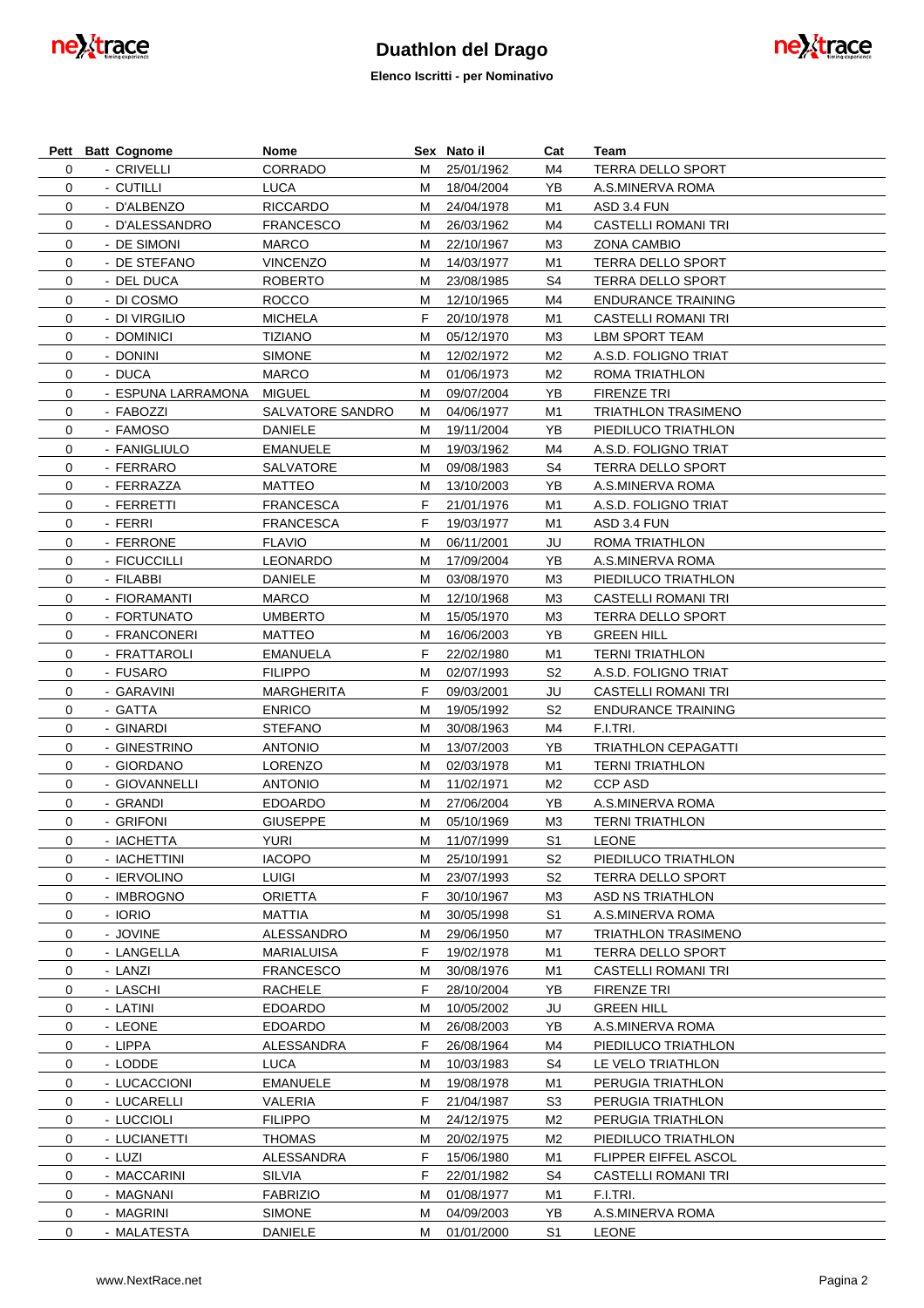# Duathlon del Drago

**Elenco Iscritti - per Nominativo**

| Pett | Batt | Cognome | Nome | Sex | Nato il | Cat | Team |
|---|---|---|---|---|---|---|---|
| 0 | - | CRIVELLI | CORRADO | M | 25/01/1962 | M4 | TERRA DELLO SPORT |
| 0 | - | CUTILLI | LUCA | M | 18/04/2004 | YB | A.S.MINERVA ROMA |
| 0 | - | D'ALBENZO | RICCARDO | M | 24/04/1978 | M1 | ASD 3.4 FUN |
| 0 | - | D'ALESSANDRO | FRANCESCO | M | 26/03/1962 | M4 | CASTELLI ROMANI TRI |
| 0 | - | DE SIMONI | MARCO | M | 22/10/1967 | M3 | ZONA CAMBIO |
| 0 | - | DE STEFANO | VINCENZO | M | 14/03/1977 | M1 | TERRA DELLO SPORT |
| 0 | - | DEL DUCA | ROBERTO | M | 23/08/1985 | S4 | TERRA DELLO SPORT |
| 0 | - | DI COSMO | ROCCO | M | 12/10/1965 | M4 | ENDURANCE TRAINING |
| 0 | - | DI VIRGILIO | MICHELA | F | 20/10/1978 | M1 | CASTELLI ROMANI TRI |
| 0 | - | DOMINICI | TIZIANO | M | 05/12/1970 | M3 | LBM SPORT TEAM |
| 0 | - | DONINI | SIMONE | M | 12/02/1972 | M2 | A.S.D. FOLIGNO TRIAT |
| 0 | - | DUCA | MARCO | M | 01/06/1973 | M2 | ROMA TRIATHLON |
| 0 | - | ESPUNA LARRAMONA | MIGUEL | M | 09/07/2004 | YB | FIRENZE TRI |
| 0 | - | FABOZZI | SALVATORE SANDRO | M | 04/06/1977 | M1 | TRIATHLON TRASIMENO |
| 0 | - | FAMOSO | DANIELE | M | 19/11/2004 | YB | PIEDILUCO TRIATHLON |
| 0 | - | FANIGLIULO | EMANUELE | M | 19/03/1962 | M4 | A.S.D. FOLIGNO TRIAT |
| 0 | - | FERRARO | SALVATORE | M | 09/08/1983 | S4 | TERRA DELLO SPORT |
| 0 | - | FERRAZZA | MATTEO | M | 13/10/2003 | YB | A.S.MINERVA ROMA |
| 0 | - | FERRETTI | FRANCESCA | F | 21/01/1976 | M1 | A.S.D. FOLIGNO TRIAT |
| 0 | - | FERRI | FRANCESCA | F | 19/03/1977 | M1 | ASD 3.4 FUN |
| 0 | - | FERRONE | FLAVIO | M | 06/11/2001 | JU | ROMA TRIATHLON |
| 0 | - | FICUCCILLI | LEONARDO | M | 17/09/2004 | YB | A.S.MINERVA ROMA |
| 0 | - | FILABBI | DANIELE | M | 03/08/1970 | M3 | PIEDILUCO TRIATHLON |
| 0 | - | FIORAMANTI | MARCO | M | 12/10/1968 | M3 | CASTELLI ROMANI TRI |
| 0 | - | FORTUNATO | UMBERTO | M | 15/05/1970 | M3 | TERRA DELLO SPORT |
| 0 | - | FRANCONERI | MATTEO | M | 16/06/2003 | YB | GREEN HILL |
| 0 | - | FRATTAROLI | EMANUELA | F | 22/02/1980 | M1 | TERNI TRIATHLON |
| 0 | - | FUSARO | FILIPPO | M | 02/07/1993 | S2 | A.S.D. FOLIGNO TRIAT |
| 0 | - | GARAVINI | MARGHERITA | F | 09/03/2001 | JU | CASTELLI ROMANI TRI |
| 0 | - | GATTA | ENRICO | M | 19/05/1992 | S2 | ENDURANCE TRAINING |
| 0 | - | GINARDI | STEFANO | M | 30/08/1963 | M4 | F.I.TRI. |
| 0 | - | GINESTRINO | ANTONIO | M | 13/07/2003 | YB | TRIATHLON CEPAGATTI |
| 0 | - | GIORDANO | LORENZO | M | 02/03/1978 | M1 | TERNI TRIATHLON |
| 0 | - | GIOVANNELLI | ANTONIO | M | 11/02/1971 | M2 | CCP ASD |
| 0 | - | GRANDI | EDOARDO | M | 27/06/2004 | YB | A.S.MINERVA ROMA |
| 0 | - | GRIFONI | GIUSEPPE | M | 05/10/1969 | M3 | TERNI TRIATHLON |
| 0 | - | IACHETTA | YURI | M | 11/07/1999 | S1 | LEONE |
| 0 | - | IACHETTINI | IACOPO | M | 25/10/1991 | S2 | PIEDILUCO TRIATHLON |
| 0 | - | IERVOLINO | LUIGI | M | 23/07/1993 | S2 | TERRA DELLO SPORT |
| 0 | - | IMBROGNO | ORIETTA | F | 30/10/1967 | M3 | ASD NS TRIATHLON |
| 0 | - | IORIO | MATTIA | M | 30/05/1998 | S1 | A.S.MINERVA ROMA |
| 0 | - | JOVINE | ALESSANDRO | M | 29/06/1950 | M7 | TRIATHLON TRASIMENO |
| 0 | - | LANGELLA | MARIALUISA | F | 19/02/1978 | M1 | TERRA DELLO SPORT |
| 0 | - | LANZI | FRANCESCO | M | 30/08/1976 | M1 | CASTELLI ROMANI TRI |
| 0 | - | LASCHI | RACHELE | F | 28/10/2004 | YB | FIRENZE TRI |
| 0 | - | LATINI | EDOARDO | M | 10/05/2002 | JU | GREEN HILL |
| 0 | - | LEONE | EDOARDO | M | 26/08/2003 | YB | A.S.MINERVA ROMA |
| 0 | - | LIPPA | ALESSANDRA | F | 26/08/1964 | M4 | PIEDILUCO TRIATHLON |
| 0 | - | LODDE | LUCA | M | 10/03/1983 | S4 | LE VELO TRIATHLON |
| 0 | - | LUCACCIONI | EMANUELE | M | 19/08/1978 | M1 | PERUGIA TRIATHLON |
| 0 | - | LUCARELLI | VALERIA | F | 21/04/1987 | S3 | PERUGIA TRIATHLON |
| 0 | - | LUCCIOLI | FILIPPO | M | 24/12/1975 | M2 | PERUGIA TRIATHLON |
| 0 | - | LUCIANETTI | THOMAS | M | 20/02/1975 | M2 | PIEDILUCO TRIATHLON |
| 0 | - | LUZI | ALESSANDRA | F | 15/06/1980 | M1 | FLIPPER EIFFEL ASCOL |
| 0 | - | MACCARINI | SILVIA | F | 22/01/1982 | S4 | CASTELLI ROMANI TRI |
| 0 | - | MAGNANI | FABRIZIO | M | 01/08/1977 | M1 | F.I.TRI. |
| 0 | - | MAGRINI | SIMONE | M | 04/09/2003 | YB | A.S.MINERVA ROMA |
| 0 | - | MALATESTA | DANIELE | M | 01/01/2000 | S1 | LEONE |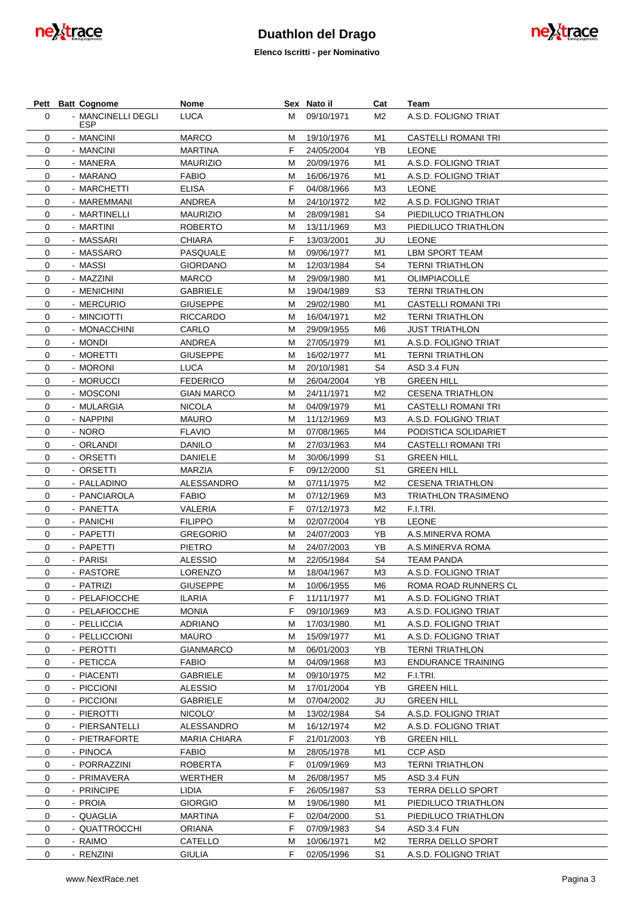# Duathlon del Drago

**Elenco Iscritti - per Nominativo**

| Pett | Batt | Cognome | Nome | Sex | Nato il | Cat | Team |
|---|---|---|---|---|---|---|---|
| 0 | - | MANCINELLI DEGLI ESP | LUCA | M | 09/10/1971 | M2 | A.S.D. FOLIGNO TRIAT |
| 0 | - | MANCINI | MARCO | M | 19/10/1976 | M1 | CASTELLI ROMANI TRI |
| 0 | - | MANCINI | MARTINA | F | 24/05/2004 | YB | LEONE |
| 0 | - | MANERA | MAURIZIO | M | 20/09/1976 | M1 | A.S.D. FOLIGNO TRIAT |
| 0 | - | MARANO | FABIO | M | 16/06/1976 | M1 | A.S.D. FOLIGNO TRIAT |
| 0 | - | MARCHETTI | ELISA | F | 04/08/1966 | M3 | LEONE |
| 0 | - | MAREMMANI | ANDREA | M | 24/10/1972 | M2 | A.S.D. FOLIGNO TRIAT |
| 0 | - | MARTINELLI | MAURIZIO | M | 28/09/1981 | S4 | PIEDILUCO TRIATHLON |
| 0 | - | MARTINI | ROBERTO | M | 13/11/1969 | M3 | PIEDILUCO TRIATHLON |
| 0 | - | MASSARI | CHIARA | F | 13/03/2001 | JU | LEONE |
| 0 | - | MASSARO | PASQUALE | M | 09/06/1977 | M1 | LBM SPORT TEAM |
| 0 | - | MASSI | GIORDANO | M | 12/03/1984 | S4 | TERNI TRIATHLON |
| 0 | - | MAZZINI | MARCO | M | 29/09/1980 | M1 | OLIMPIACOLLE |
| 0 | - | MENICHINI | GABRIELE | M | 19/04/1989 | S3 | TERNI TRIATHLON |
| 0 | - | MERCURIO | GIUSEPPE | M | 29/02/1980 | M1 | CASTELLI ROMANI TRI |
| 0 | - | MINCIOTTI | RICCARDO | M | 16/04/1971 | M2 | TERNI TRIATHLON |
| 0 | - | MONACCHINI | CARLO | M | 29/09/1955 | M6 | JUST TRIATHLON |
| 0 | - | MONDI | ANDREA | M | 27/05/1979 | M1 | A.S.D. FOLIGNO TRIAT |
| 0 | - | MORETTI | GIUSEPPE | M | 16/02/1977 | M1 | TERNI TRIATHLON |
| 0 | - | MORONI | LUCA | M | 20/10/1981 | S4 | ASD 3.4 FUN |
| 0 | - | MORUCCI | FEDERICO | M | 26/04/2004 | YB | GREEN HILL |
| 0 | - | MOSCONI | GIAN MARCO | M | 24/11/1971 | M2 | CESENA TRIATHLON |
| 0 | - | MULARGIA | NICOLA | M | 04/09/1979 | M1 | CASTELLI ROMANI TRI |
| 0 | - | NAPPINI | MAURO | M | 11/12/1969 | M3 | A.S.D. FOLIGNO TRIAT |
| 0 | - | NORO | FLAVIO | M | 07/08/1965 | M4 | PODISTICA SOLIDARIET |
| 0 | - | ORLANDI | DANILO | M | 27/03/1963 | M4 | CASTELLI ROMANI TRI |
| 0 | - | ORSETTI | DANIELE | M | 30/06/1999 | S1 | GREEN HILL |
| 0 | - | ORSETTI | MARZIA | F | 09/12/2000 | S1 | GREEN HILL |
| 0 | - | PALLADINO | ALESSANDRO | M | 07/11/1975 | M2 | CESENA TRIATHLON |
| 0 | - | PANCIAROLA | FABIO | M | 07/12/1969 | M3 | TRIATHLON TRASIMENO |
| 0 | - | PANETTA | VALERIA | F | 07/12/1973 | M2 | F.I.TRI. |
| 0 | - | PANICHI | FILIPPO | M | 02/07/2004 | YB | LEONE |
| 0 | - | PAPETTI | GREGORIO | M | 24/07/2003 | YB | A.S.MINERVA ROMA |
| 0 | - | PAPETTI | PIETRO | M | 24/07/2003 | YB | A.S.MINERVA ROMA |
| 0 | - | PARISI | ALESSIO | M | 22/05/1984 | S4 | TEAM PANDA |
| 0 | - | PASTORE | LORENZO | M | 18/04/1967 | M3 | A.S.D. FOLIGNO TRIAT |
| 0 | - | PATRIZI | GIUSEPPE | M | 10/06/1955 | M6 | ROMA ROAD RUNNERS CL |
| 0 | - | PELAFIOCCHE | ILARIA | F | 11/11/1977 | M1 | A.S.D. FOLIGNO TRIAT |
| 0 | - | PELAFIOCCHE | MONIA | F | 09/10/1969 | M3 | A.S.D. FOLIGNO TRIAT |
| 0 | - | PELLICCIA | ADRIANO | M | 17/03/1980 | M1 | A.S.D. FOLIGNO TRIAT |
| 0 | - | PELLICCIONI | MAURO | M | 15/09/1977 | M1 | A.S.D. FOLIGNO TRIAT |
| 0 | - | PEROTTI | GIANMARCO | M | 06/01/2003 | YB | TERNI TRIATHLON |
| 0 | - | PETICCA | FABIO | M | 04/09/1968 | M3 | ENDURANCE TRAINING |
| 0 | - | PIACENTI | GABRIELE | M | 09/10/1975 | M2 | F.I.TRI. |
| 0 | - | PICCIONI | ALESSIO | M | 17/01/2004 | YB | GREEN HILL |
| 0 | - | PICCIONI | GABRIELE | M | 07/04/2002 | JU | GREEN HILL |
| 0 | - | PIEROTTI | NICOLO' | M | 13/02/1984 | S4 | A.S.D. FOLIGNO TRIAT |
| 0 | - | PIERSANTELLI | ALESSANDRO | M | 16/12/1974 | M2 | A.S.D. FOLIGNO TRIAT |
| 0 | - | PIETRAFORTE | MARIA CHIARA | F | 21/01/2003 | YB | GREEN HILL |
| 0 | - | PINOCA | FABIO | M | 28/05/1978 | M1 | CCP ASD |
| 0 | - | PORRAZZINI | ROBERTA | F | 01/09/1969 | M3 | TERNI TRIATHLON |
| 0 | - | PRIMAVERA | WERTHER | M | 26/08/1957 | M5 | ASD 3.4 FUN |
| 0 | - | PRINCIPE | LIDIA | F | 26/05/1987 | S3 | TERRA DELLO SPORT |
| 0 | - | PROIA | GIORGIO | M | 19/06/1980 | M1 | PIEDILUCO TRIATHLON |
| 0 | - | QUAGLIA | MARTINA | F | 02/04/2000 | S1 | PIEDILUCO TRIATHLON |
| 0 | - | QUATTROCCHI | ORIANA | F | 07/09/1983 | S4 | ASD 3.4 FUN |
| 0 | - | RAIMO | CATELLO | M | 10/06/1971 | M2 | TERRA DELLO SPORT |
| 0 | - | RENZINI | GIULIA | F | 02/05/1996 | S1 | A.S.D. FOLIGNO TRIAT |

www.NextRace.net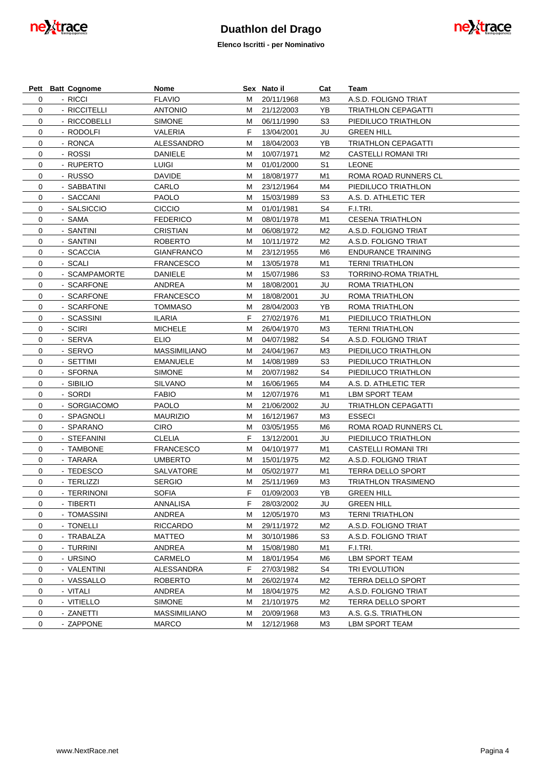# Duathlon del Drago

**Elenco Iscritti - per Nominativo**

| Pett | Batt | Cognome | Nome | Sex | Nato il | Cat | Team |
|---|---|---|---|---|---|---|---|
| 0 | - | RICCI | FLAVIO | M | 20/11/1968 | M3 | A.S.D. FOLIGNO TRIAT |
| 0 | - | RICCITELLI | ANTONIO | M | 21/12/2003 | YB | TRIATHLON CEPAGATTI |
| 0 | - | RICCOBELLI | SIMONE | M | 06/11/1990 | S3 | PIEDILUCO TRIATHLON |
| 0 | - | RODOLFI | VALERIA | F | 13/04/2001 | JU | GREEN HILL |
| 0 | - | RONCA | ALESSANDRO | M | 18/04/2003 | YB | TRIATHLON CEPAGATTI |
| 0 | - | ROSSI | DANIELE | M | 10/07/1971 | M2 | CASTELLI ROMANI TRI |
| 0 | - | RUPERTO | LUIGI | M | 01/01/2000 | S1 | LEONE |
| 0 | - | RUSSO | DAVIDE | M | 18/08/1977 | M1 | ROMA ROAD RUNNERS CL |
| 0 | - | SABBATINI | CARLO | M | 23/12/1964 | M4 | PIEDILUCO TRIATHLON |
| 0 | - | SACCANI | PAOLO | M | 15/03/1989 | S3 | A.S. D. ATHLETIC TER |
| 0 | - | SALSICCIO | CICCIO | M | 01/01/1981 | S4 | F.I.TRI. |
| 0 | - | SAMA | FEDERICO | M | 08/01/1978 | M1 | CESENA TRIATHLON |
| 0 | - | SANTINI | CRISTIAN | M | 06/08/1972 | M2 | A.S.D. FOLIGNO TRIAT |
| 0 | - | SANTINI | ROBERTO | M | 10/11/1972 | M2 | A.S.D. FOLIGNO TRIAT |
| 0 | - | SCACCIA | GIANFRANCO | M | 23/12/1955 | M6 | ENDURANCE TRAINING |
| 0 | - | SCALI | FRANCESCO | M | 13/05/1978 | M1 | TERNI TRIATHLON |
| 0 | - | SCAMPAMORTE | DANIELE | M | 15/07/1986 | S3 | TORRINO-ROMA TRIATHL |
| 0 | - | SCARFONE | ANDREA | M | 18/08/2001 | JU | ROMA TRIATHLON |
| 0 | - | SCARFONE | FRANCESCO | M | 18/08/2001 | JU | ROMA TRIATHLON |
| 0 | - | SCARFONE | TOMMASO | M | 28/04/2003 | YB | ROMA TRIATHLON |
| 0 | - | SCASSINI | ILARIA | F | 27/02/1976 | M1 | PIEDILUCO TRIATHLON |
| 0 | - | SCIRI | MICHELE | M | 26/04/1970 | M3 | TERNI TRIATHLON |
| 0 | - | SERVA | ELIO | M | 04/07/1982 | S4 | A.S.D. FOLIGNO TRIAT |
| 0 | - | SERVO | MASSIMILIANO | M | 24/04/1967 | M3 | PIEDILUCO TRIATHLON |
| 0 | - | SETTIMI | EMANUELE | M | 14/08/1989 | S3 | PIEDILUCO TRIATHLON |
| 0 | - | SFORNA | SIMONE | M | 20/07/1982 | S4 | PIEDILUCO TRIATHLON |
| 0 | - | SIBILIO | SILVANO | M | 16/06/1965 | M4 | A.S. D. ATHLETIC TER |
| 0 | - | SORDI | FABIO | M | 12/07/1976 | M1 | LBM SPORT TEAM |
| 0 | - | SORGIACOMO | PAOLO | M | 21/06/2002 | JU | TRIATHLON CEPAGATTI |
| 0 | - | SPAGNOLI | MAURIZIO | M | 16/12/1967 | M3 | ESSECI |
| 0 | - | SPARANO | CIRO | M | 03/05/1955 | M6 | ROMA ROAD RUNNERS CL |
| 0 | - | STEFANINI | CLELIA | F | 13/12/2001 | JU | PIEDILUCO TRIATHLON |
| 0 | - | TAMBONE | FRANCESCO | M | 04/10/1977 | M1 | CASTELLI ROMANI TRI |
| 0 | - | TARARA | UMBERTO | M | 15/01/1975 | M2 | A.S.D. FOLIGNO TRIAT |
| 0 | - | TEDESCO | SALVATORE | M | 05/02/1977 | M1 | TERRA DELLO SPORT |
| 0 | - | TERLIZZI | SERGIO | M | 25/11/1969 | M3 | TRIATHLON TRASIMENO |
| 0 | - | TERRINONI | SOFIA | F | 01/09/2003 | YB | GREEN HILL |
| 0 | - | TIBERTI | ANNALISA | F | 28/03/2002 | JU | GREEN HILL |
| 0 | - | TOMASSINI | ANDREA | M | 12/05/1970 | M3 | TERNI TRIATHLON |
| 0 | - | TONELLI | RICCARDO | M | 29/11/1972 | M2 | A.S.D. FOLIGNO TRIAT |
| 0 | - | TRABALZA | MATTEO | M | 30/10/1986 | S3 | A.S.D. FOLIGNO TRIAT |
| 0 | - | TURRINI | ANDREA | M | 15/08/1980 | M1 | F.I.TRI. |
| 0 | - | URSINO | CARMELO | M | 18/01/1954 | M6 | LBM SPORT TEAM |
| 0 | - | VALENTINI | ALESSANDRA | F | 27/03/1982 | S4 | TRI EVOLUTION |
| 0 | - | VASSALLO | ROBERTO | M | 26/02/1974 | M2 | TERRA DELLO SPORT |
| 0 | - | VITALI | ANDREA | M | 18/04/1975 | M2 | A.S.D. FOLIGNO TRIAT |
| 0 | - | VITIELLO | SIMONE | M | 21/10/1975 | M2 | TERRA DELLO SPORT |
| 0 | - | ZANETTI | MASSIMILIANO | M | 20/09/1968 | M3 | A.S. G.S. TRIATHLON |
| 0 | - | ZAPPONE | MARCO | M | 12/12/1968 | M3 | LBM SPORT TEAM |